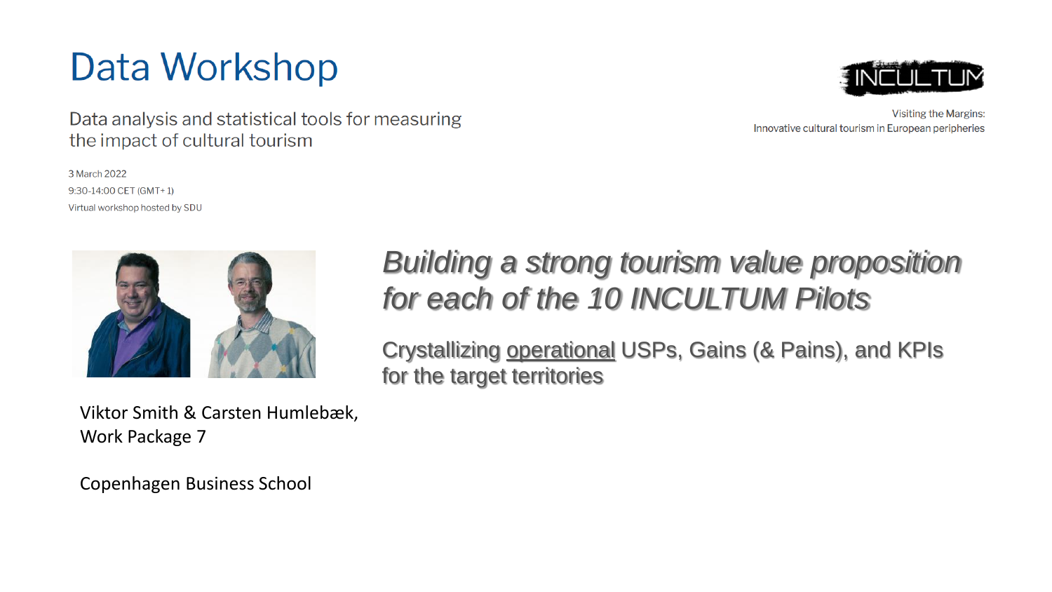# Data Workshop

Data analysis and statistical tools for measuring the impact of cultural tourism

3 March 2022

9:30-14:00 CET (GMT+1)

Virtual workshop hosted by SDU

INCULTUM

Visiting the Margins:
Innovative cultural tourism in European peripheries

## *Building a strong tourism value proposition for each of the 10 INCULTUM Pilots*

Crystallizing <u>operational</u> USPs, Gains (& Pains), and KPIs for the target territories

Viktor Smith & Carsten Humlebæk,
Work Package 7

Copenhagen Business School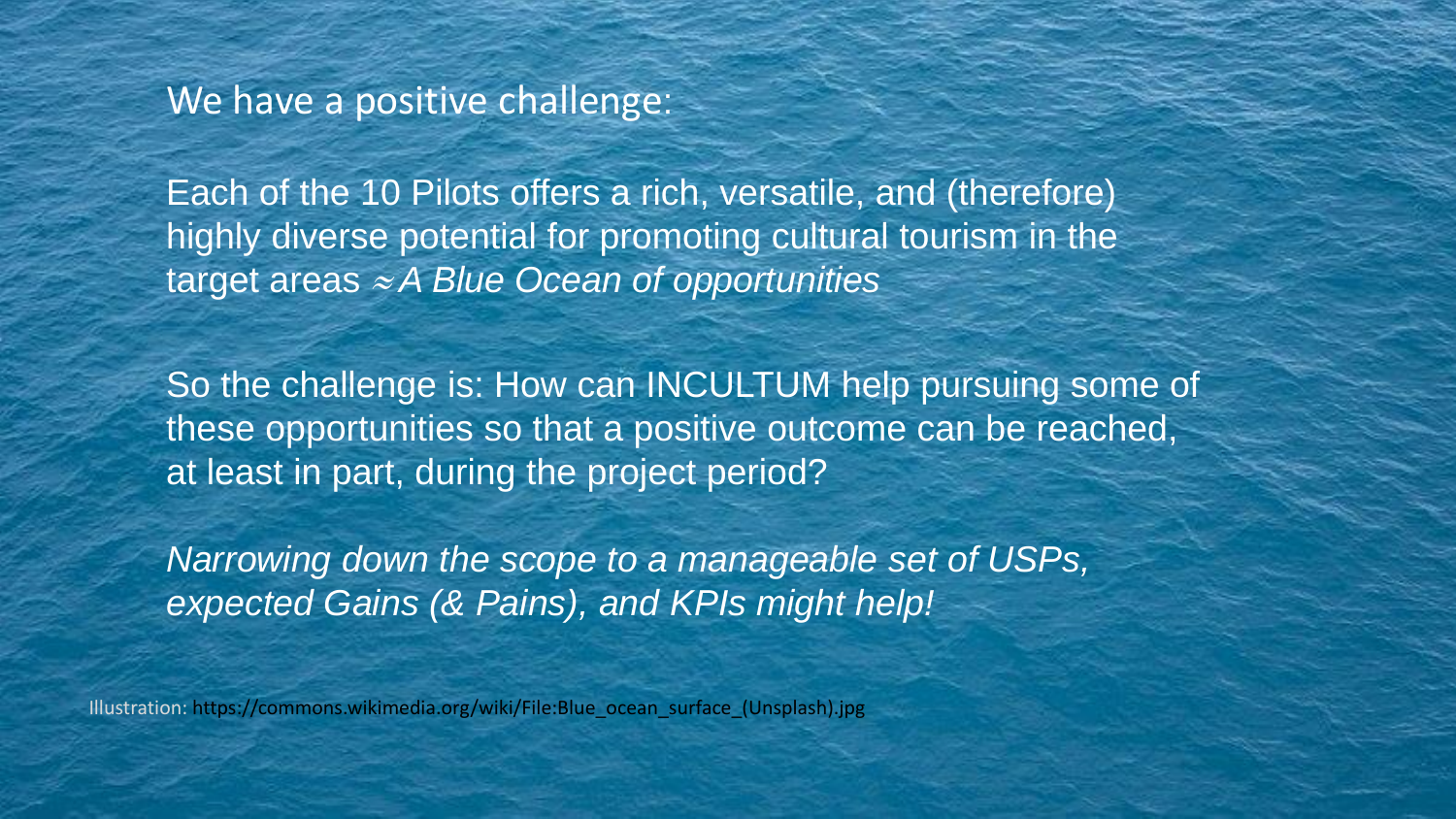We have a positive challenge:

Each of the 10 Pilots offers a rich, versatile, and (therefore) highly diverse potential for promoting cultural tourism in the target areas ≈ *A Blue Ocean of opportunities*

So the challenge is: How can INCULTUM help pursuing some of these opportunities so that a positive outcome can be reached, at least in part, during the project period?

*Narrowing down the scope to a manageable set of USPs, expected Gains (& Pains), and KPIs might help!*

Illustration: https://commons.wikimedia.org/wiki/File:Blue_ocean_surface_(Unsplash).jpg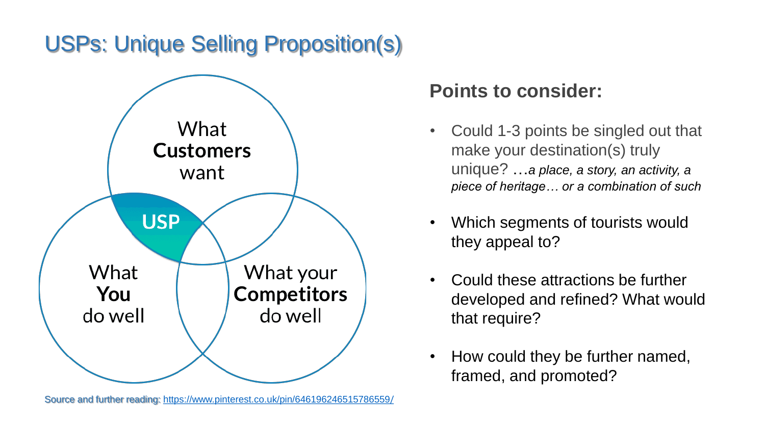# USPs: Unique Selling Proposition(s)

What **Customers** want

USP

What **You** do well

What your **Competitors** do well

## Points to consider:

- Could 1-3 points be singled out that make your destination(s) truly unique? …*a place, a story, an activity, a piece of heritage… or a combination of such*
- Which segments of tourists would they appeal to?
- Could these attractions be further developed and refined? What would that require?
- How could they be further named, framed, and promoted?

Source and further reading: https://www.pinterest.co.uk/pin/646196246515786559/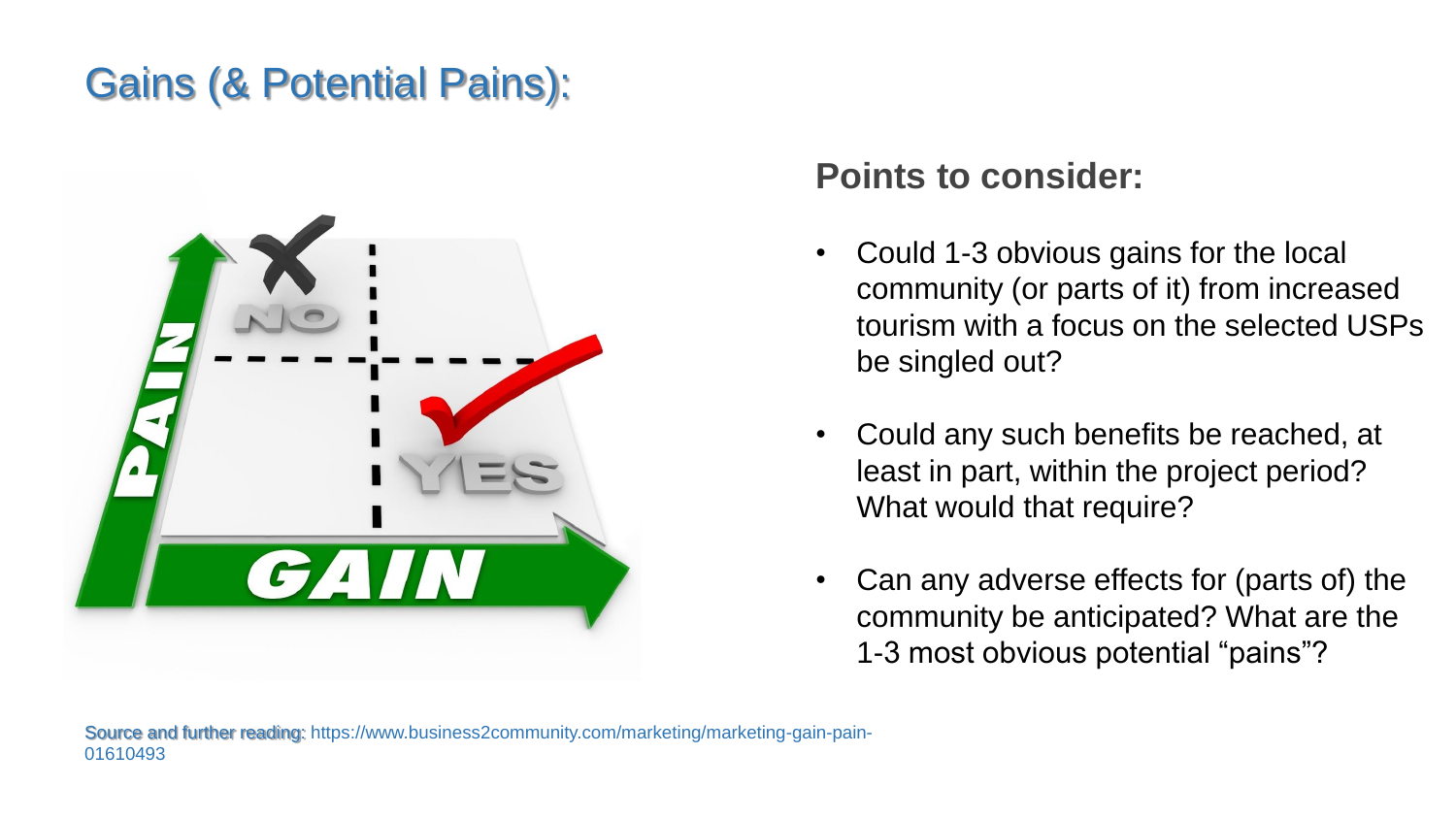# Gains (& Potential Pains):

**Points to consider:**

- Could 1-3 obvious gains for the local community (or parts of it) from increased tourism with a focus on the selected USPs be singled out?
- Could any such benefits be reached, at least in part, within the project period? What would that require?
- Can any adverse effects for (parts of) the community be anticipated? What are the 1-3 most obvious potential "pains"?

Source and further reading: https://www.business2community.com/marketing/marketing-gain-pain-01610493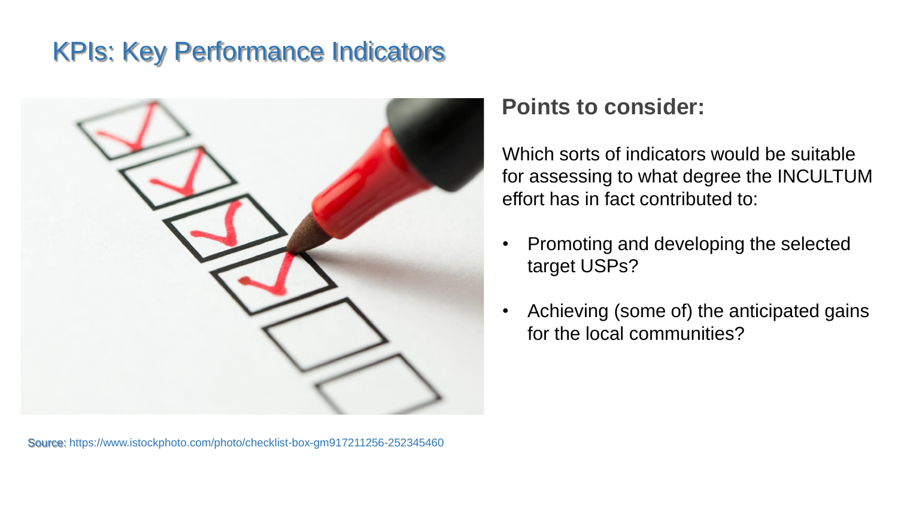# KPIs: Key Performance Indicators

**Points to consider:**

Which sorts of indicators would be suitable for assessing to what degree the INCULTUM effort has in fact contributed to:

- Promoting and developing the selected target USPs?
- Achieving (some of) the anticipated gains for the local communities?

Source: https://www.istockphoto.com/photo/checklist-box-gm917211256-252345460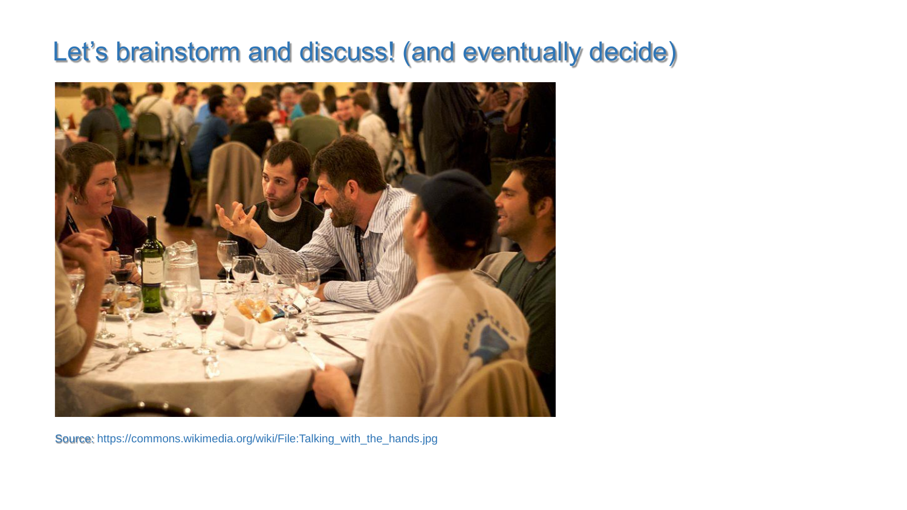# Let’s brainstorm and discuss! (and eventually decide)

Source: https://commons.wikimedia.org/wiki/File:Talking_with_the_hands.jpg